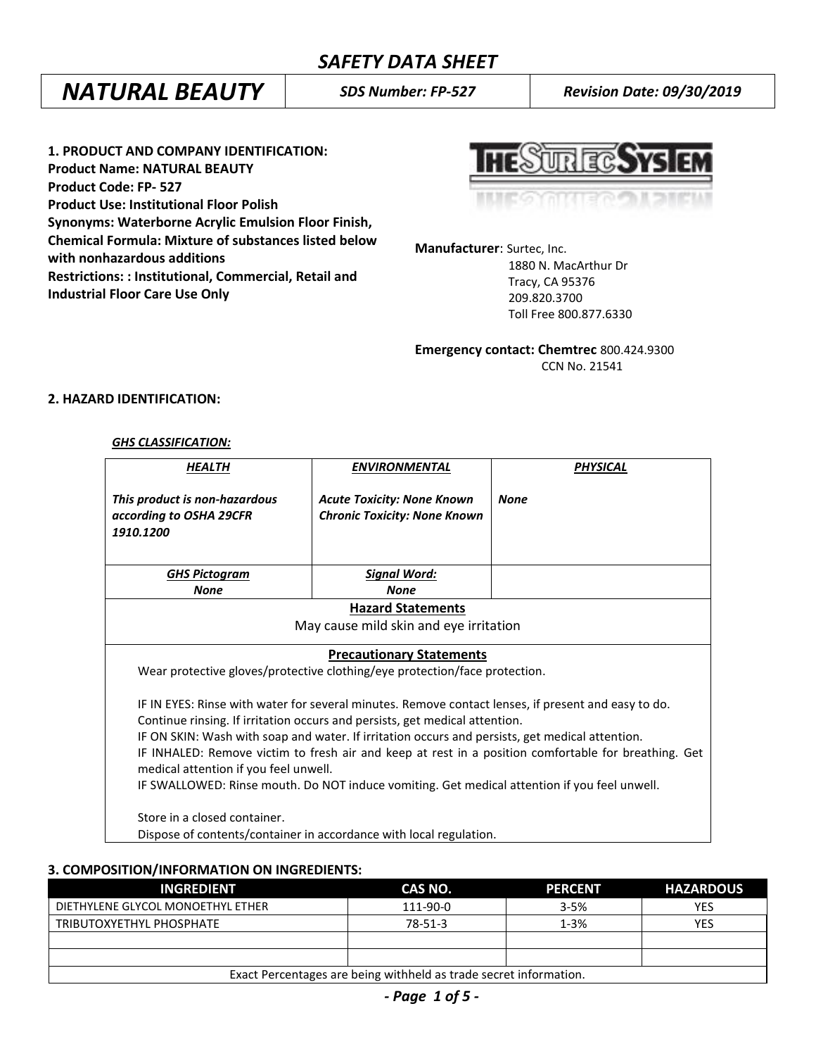# SAFETY DATA SHEET

| NATURAL BEAUTY | SDS Number: FP-527 | Revision Date: 09/30/2019 |
|---|---|---|

## 1. PRODUCT AND COMPANY IDENTIFICATION:

**Product Name: NATURAL BEAUTY**
**Product Code: FP- 527**
**Product Use: Institutional Floor Polish**
**Synonyms: Waterborne Acrylic Emulsion Floor Finish,**
**Chemical Formula: Mixture of substances listed below with nonhazardous additions**
**Restrictions: : Institutional, Commercial, Retail and Industrial Floor Care Use Only**

**Manufacturer**: Surtec, Inc.
1880 N. MacArthur Dr
Tracy, CA 95376
209.820.3700
Toll Free 800.877.6330

**Emergency contact: Chemtrec** 800.424.9300
CCN No. 21541

## 2. HAZARD IDENTIFICATION:

***GHS CLASSIFICATION:***

| *HEALTH* | *ENVIRONMENTAL* | *PHYSICAL* |
|---|---|---|
| *This product is non-hazardous according to OSHA 29CFR 1910.1200* | *Acute Toxicity: None Known*<br>*Chronic Toxicity: None Known* | *None* |
| *GHS Pictogram*<br>*None* | *Signal Word:*<br>*None* | |

**Hazard Statements**

May cause mild skin and eye irritation

**Precautionary Statements**

Wear protective gloves/protective clothing/eye protection/face protection.

IF IN EYES: Rinse with water for several minutes. Remove contact lenses, if present and easy to do. Continue rinsing. If irritation occurs and persists, get medical attention.
IF ON SKIN: Wash with soap and water. If irritation occurs and persists, get medical attention.
IF INHALED: Remove victim to fresh air and keep at rest in a position comfortable for breathing. Get medical attention if you feel unwell.
IF SWALLOWED: Rinse mouth. Do NOT induce vomiting. Get medical attention if you feel unwell.

Store in a closed container.
Dispose of contents/container in accordance with local regulation.

## 3. COMPOSITION/INFORMATION ON INGREDIENTS:

| INGREDIENT | CAS NO. | PERCENT | HAZARDOUS |
|---|---|---|---|
| DIETHYLENE GLYCOL MONOETHYL ETHER | 111-90-0 | 3-5% | YES |
| TRIBUTOXYETHYL PHOSPHATE | 78-51-3 | 1-3% | YES |
| | | | |
| | | | |

Exact Percentages are being withheld as trade secret information.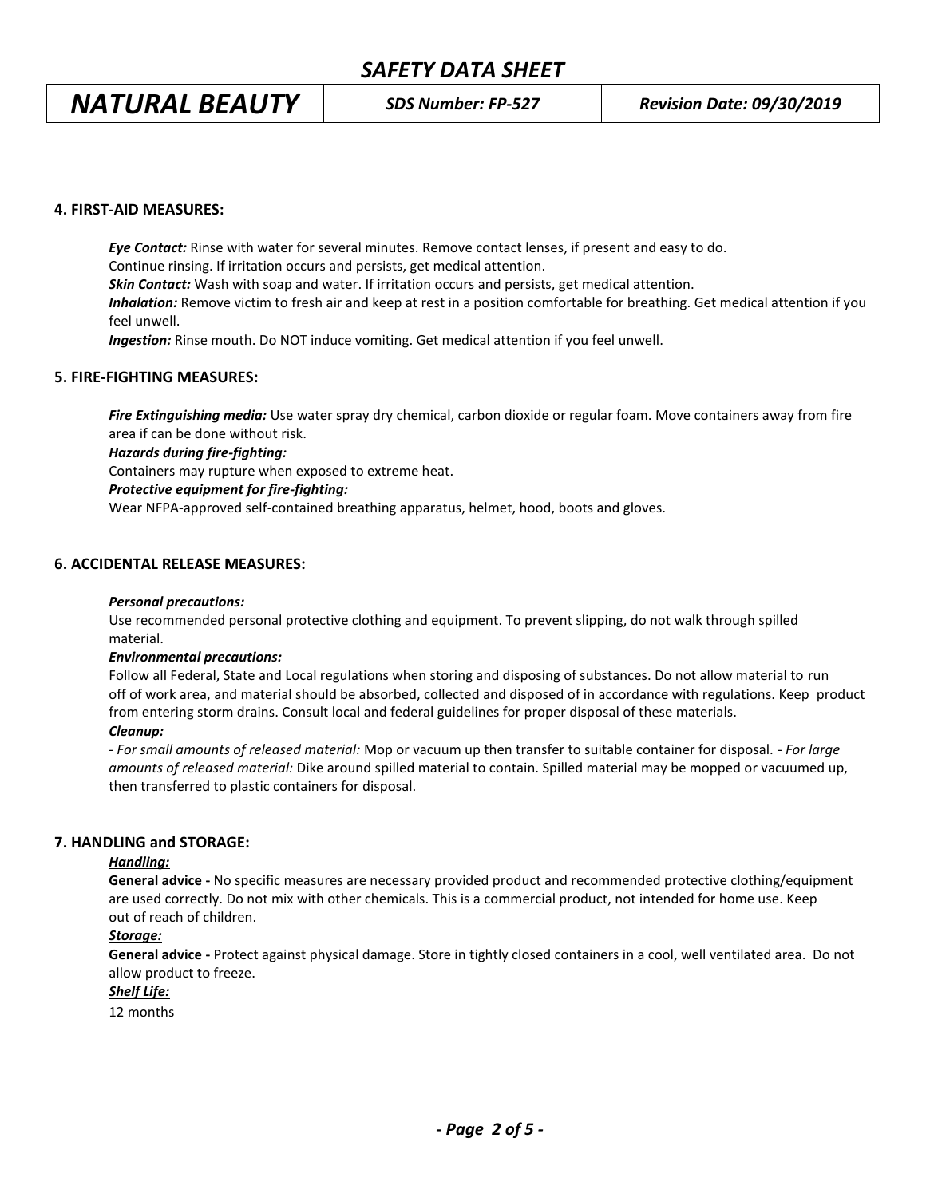## 4. FIRST-AID MEASURES:

***Eye Contact:*** Rinse with water for several minutes. Remove contact lenses, if present and easy to do. Continue rinsing. If irritation occurs and persists, get medical attention.

***Skin Contact:*** Wash with soap and water. If irritation occurs and persists, get medical attention.

***Inhalation:*** Remove victim to fresh air and keep at rest in a position comfortable for breathing. Get medical attention if you feel unwell.

***Ingestion:*** Rinse mouth. Do NOT induce vomiting. Get medical attention if you feel unwell.

## 5. FIRE-FIGHTING MEASURES:

***Fire Extinguishing media:*** Use water spray dry chemical, carbon dioxide or regular foam. Move containers away from fire area if can be done without risk.

***Hazards during fire-fighting:***

Containers may rupture when exposed to extreme heat.

***Protective equipment for fire-fighting:***

Wear NFPA-approved self-contained breathing apparatus, helmet, hood, boots and gloves.

## 6. ACCIDENTAL RELEASE MEASURES:

***Personal precautions:***

Use recommended personal protective clothing and equipment. To prevent slipping, do not walk through spilled material.

***Environmental precautions:***

Follow all Federal, State and Local regulations when storing and disposing of substances. Do not allow material to run off of work area, and material should be absorbed, collected and disposed of in accordance with regulations. Keep product from entering storm drains. Consult local and federal guidelines for proper disposal of these materials.

***Cleanup:***

- *For small amounts of released material:* Mop or vacuum up then transfer to suitable container for disposal. - *For large amounts of released material:* Dike around spilled material to contain. Spilled material may be mopped or vacuumed up, then transferred to plastic containers for disposal.

## 7. HANDLING and STORAGE:

***Handling:***

**General advice -** No specific measures are necessary provided product and recommended protective clothing/equipment are used correctly. Do not mix with other chemicals. This is a commercial product, not intended for home use. Keep out of reach of children.

***Storage:***

**General advice -** Protect against physical damage. Store in tightly closed containers in a cool, well ventilated area. Do not allow product to freeze.

***Shelf Life:***

12 months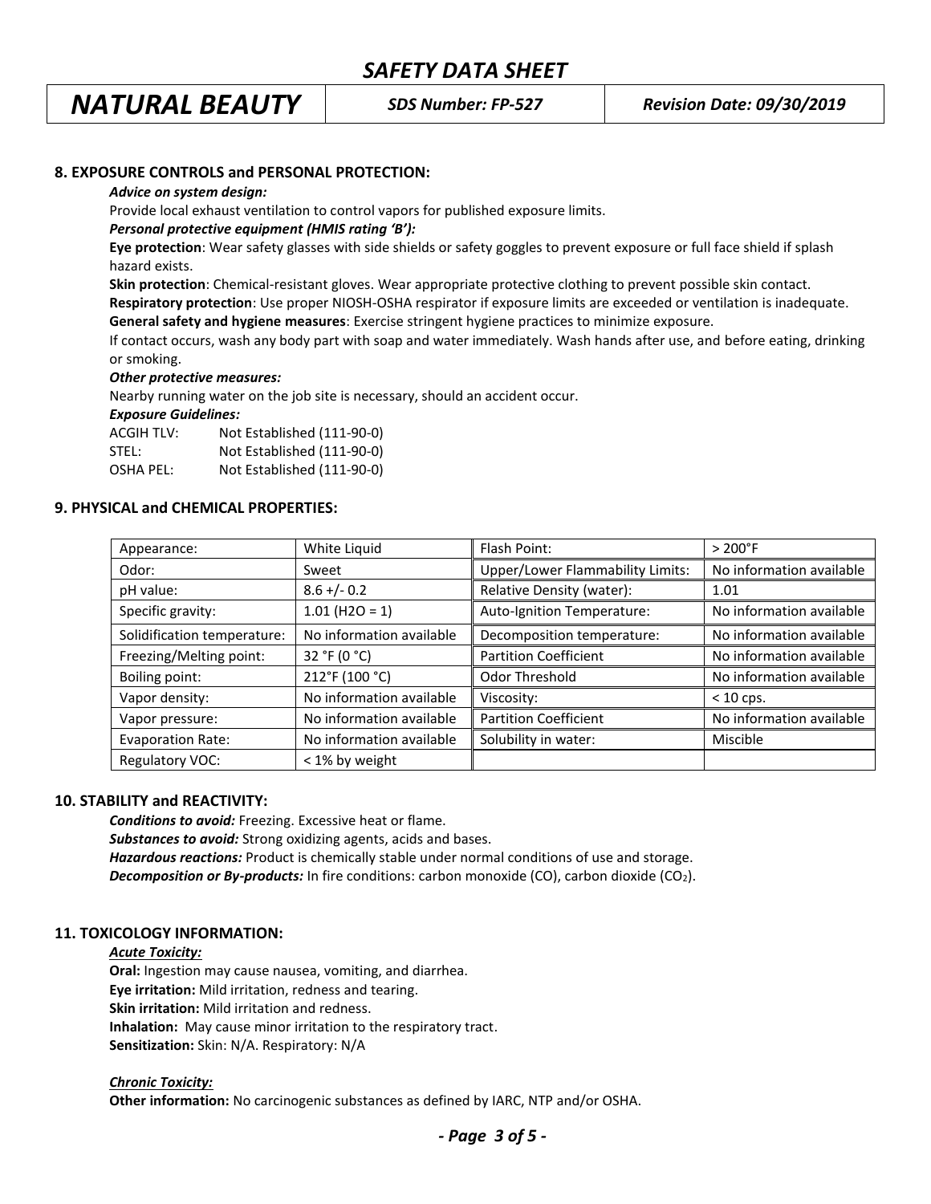## 8. EXPOSURE CONTROLS and PERSONAL PROTECTION:

***Advice on system design:***

Provide local exhaust ventilation to control vapors for published exposure limits.

***Personal protective equipment (HMIS rating 'B'):***

**Eye protection**: Wear safety glasses with side shields or safety goggles to prevent exposure or full face shield if splash hazard exists.

**Skin protection**: Chemical-resistant gloves. Wear appropriate protective clothing to prevent possible skin contact.

**Respiratory protection**: Use proper NIOSH-OSHA respirator if exposure limits are exceeded or ventilation is inadequate.

**General safety and hygiene measures**: Exercise stringent hygiene practices to minimize exposure.

If contact occurs, wash any body part with soap and water immediately. Wash hands after use, and before eating, drinking or smoking.

***Other protective measures:***

Nearby running water on the job site is necessary, should an accident occur.

***Exposure Guidelines:***

ACGIH TLV: Not Established (111-90-0)
STEL: Not Established (111-90-0)
OSHA PEL: Not Established (111-90-0)

## 9. PHYSICAL and CHEMICAL PROPERTIES:

| | | | |
|---|---|---|---|
| Appearance: | White Liquid | Flash Point: | > 200°F |
| Odor: | Sweet | Upper/Lower Flammability Limits: | No information available |
| pH value: | 8.6 +/- 0.2 | Relative Density (water): | 1.01 |
| Specific gravity: | 1.01 ($H_2O$ = 1) | Auto-Ignition Temperature: | No information available |
| Solidification temperature: | No information available | Decomposition temperature: | No information available |
| Freezing/Melting point: | 32 °F (0 °C) | Partition Coefficient | No information available |
| Boiling point: | 212°F (100 °C) | Odor Threshold | No information available |
| Vapor density: | No information available | Viscosity: | < 10 cps. |
| Vapor pressure: | No information available | Partition Coefficient | No information available |
| Evaporation Rate: | No information available | Solubility in water: | Miscible |
| Regulatory VOC: | < 1% by weight | | |

## 10. STABILITY and REACTIVITY:

***Conditions to avoid:*** Freezing. Excessive heat or flame.

***Substances to avoid:*** Strong oxidizing agents, acids and bases.

***Hazardous reactions:*** Product is chemically stable under normal conditions of use and storage.

***Decomposition or By-products:*** In fire conditions: carbon monoxide (CO), carbon dioxide ($CO_2$).

## 11. TOXICOLOGY INFORMATION:

***Acute Toxicity:***

**Oral:** Ingestion may cause nausea, vomiting, and diarrhea.
**Eye irritation:** Mild irritation, redness and tearing.
**Skin irritation:** Mild irritation and redness.
**Inhalation:** May cause minor irritation to the respiratory tract.
**Sensitization:** Skin: N/A. Respiratory: N/A

***Chronic Toxicity:***

**Other information:** No carcinogenic substances as defined by IARC, NTP and/or OSHA.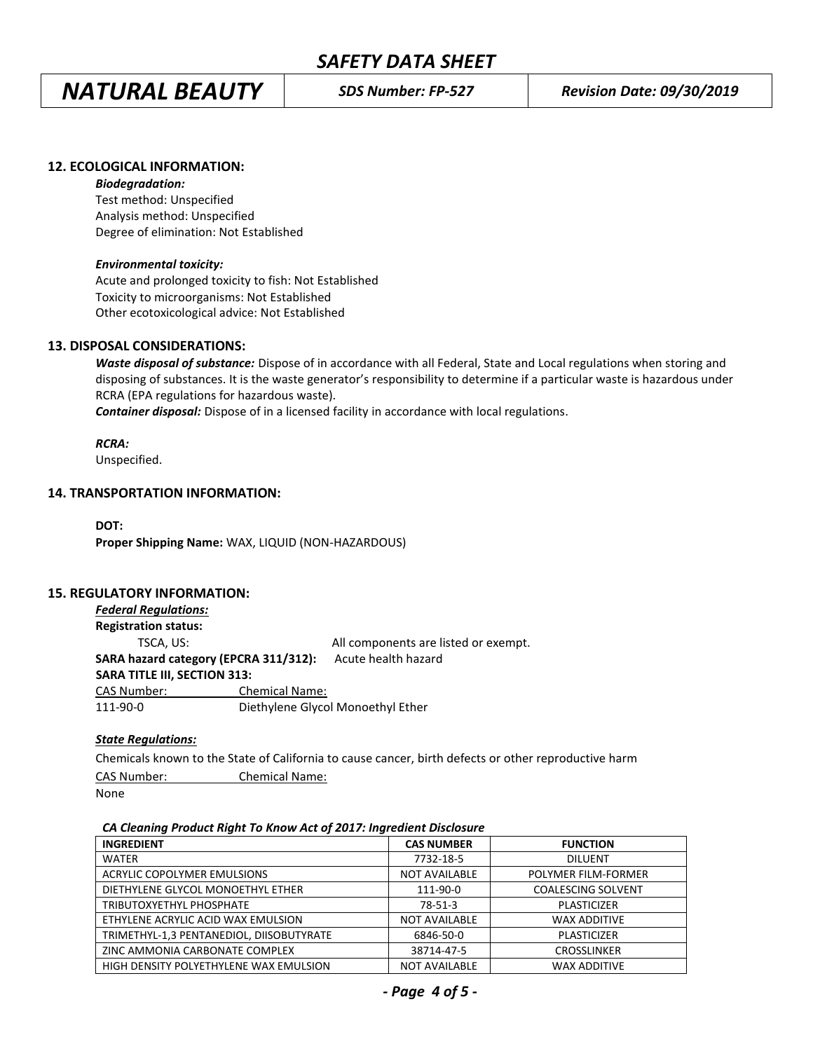## 12. ECOLOGICAL INFORMATION:

***Biodegradation:***

Test method: Unspecified
Analysis method: Unspecified
Degree of elimination: Not Established

***Environmental toxicity:***

Acute and prolonged toxicity to fish: Not Established
Toxicity to microorganisms: Not Established
Other ecotoxicological advice: Not Established

## 13. DISPOSAL CONSIDERATIONS:

***Waste disposal of substance:*** Dispose of in accordance with all Federal, State and Local regulations when storing and disposing of substances. It is the waste generator's responsibility to determine if a particular waste is hazardous under RCRA (EPA regulations for hazardous waste).

***Container disposal:*** Dispose of in a licensed facility in accordance with local regulations.

***RCRA:***

Unspecified.

## 14. TRANSPORTATION INFORMATION:

**DOT:**

**Proper Shipping Name:** WAX, LIQUID (NON-HAZARDOUS)

## 15. REGULATORY INFORMATION:

***Federal Regulations:***

**Registration status:**

TSCA, US: All components are listed or exempt.

**SARA hazard category (EPCRA 311/312):** Acute health hazard

**SARA TITLE III, SECTION 313:**

| CAS Number: | Chemical Name: |
|---|---|
| 111-90-0 | Diethylene Glycol Monoethyl Ether |

***State Regulations:***

Chemicals known to the State of California to cause cancer, birth defects or other reproductive harm

| CAS Number: | Chemical Name: |
|---|---|
| None | |

***CA Cleaning Product Right To Know Act of 2017: Ingredient Disclosure***

| INGREDIENT | CAS NUMBER | FUNCTION |
|---|---|---|
| WATER | 7732-18-5 | DILUENT |
| ACRYLIC COPOLYMER EMULSIONS | NOT AVAILABLE | POLYMER FILM-FORMER |
| DIETHYLENE GLYCOL MONOETHYL ETHER | 111-90-0 | COALESCING SOLVENT |
| TRIBUTOXYETHYL PHOSPHATE | 78-51-3 | PLASTICIZER |
| ETHYLENE ACRYLIC ACID WAX EMULSION | NOT AVAILABLE | WAX ADDITIVE |
| TRIMETHYL-1,3 PENTANEDIOL, DIISOBUTYRATE | 6846-50-0 | PLASTICIZER |
| ZINC AMMONIA CARBONATE COMPLEX | 38714-47-5 | CROSSLINKER |
| HIGH DENSITY POLYETHYLENE WAX EMULSION | NOT AVAILABLE | WAX ADDITIVE |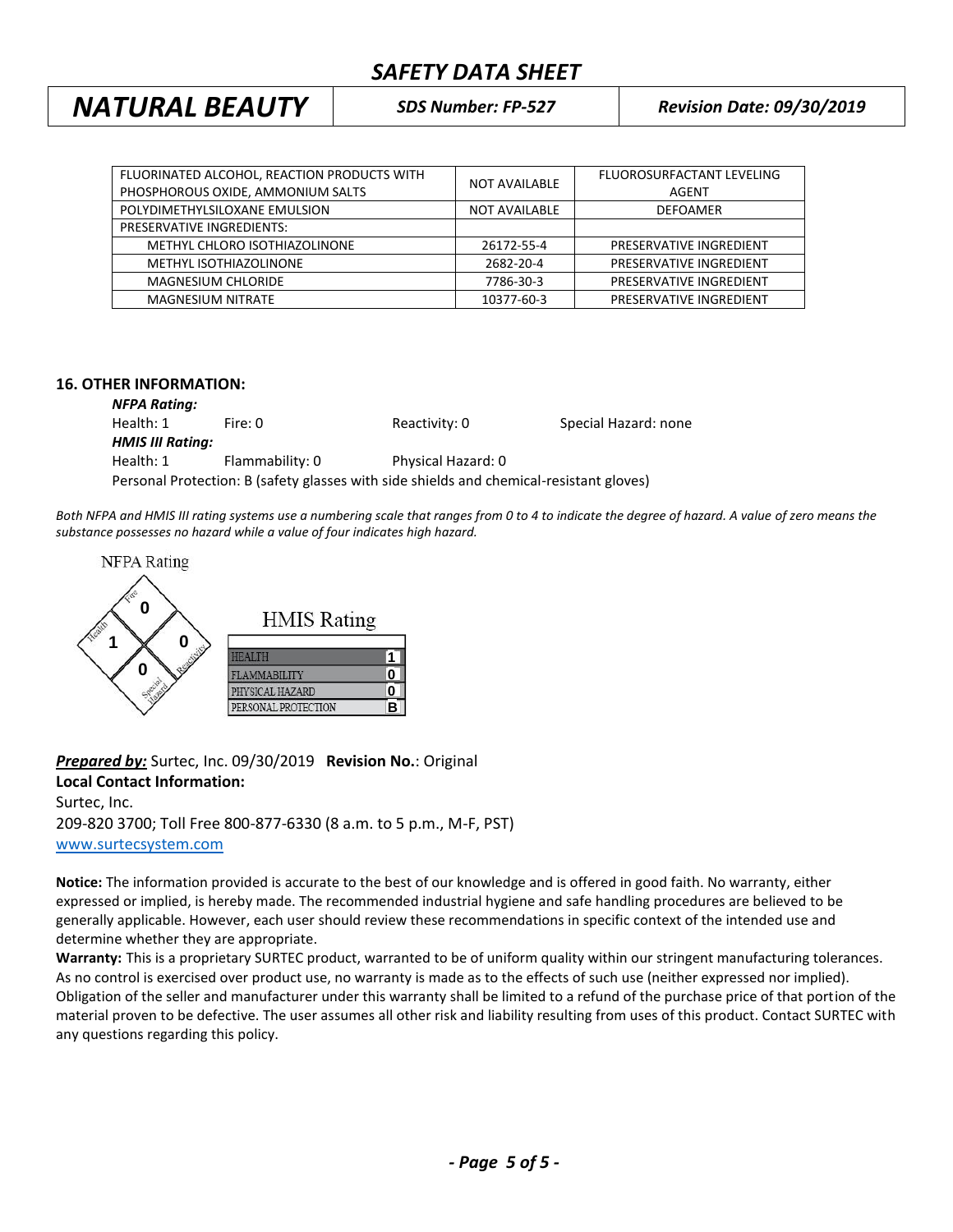| | | |
|---|---|---|
| FLUORINATED ALCOHOL, REACTION PRODUCTS WITH PHOSPHOROUS OXIDE, AMMONIUM SALTS | NOT AVAILABLE | FLUOROSURFACTANT LEVELING AGENT |
| POLYDIMETHYLSILOXANE EMULSION | NOT AVAILABLE | DEFOAMER |
| PRESERVATIVE INGREDIENTS: | | |
| METHYL CHLORO ISOTHIAZOLINONE | 26172-55-4 | PRESERVATIVE INGREDIENT |
| METHYL ISOTHIAZOLINONE | 2682-20-4 | PRESERVATIVE INGREDIENT |
| MAGNESIUM CHLORIDE | 7786-30-3 | PRESERVATIVE INGREDIENT |
| MAGNESIUM NITRATE | 10377-60-3 | PRESERVATIVE INGREDIENT |

## 16. OTHER INFORMATION:

***NFPA Rating:***

Health: 1 Fire: 0 Reactivity: 0 Special Hazard: none

***HMIS III Rating:***

Health: 1 Flammability: 0 Physical Hazard: 0

Personal Protection: B (safety glasses with side shields and chemical-resistant gloves)

*Both NFPA and HMIS III rating systems use a numbering scale that ranges from 0 to 4 to indicate the degree of hazard. A value of zero means the substance possesses no hazard while a value of four indicates high hazard.*

NFPA Rating

Fire 0

Health 1

Reactivity 0

Special Hazard 0

HMIS Rating

| | |
|---|---|
| HEALTH | 1 |
| FLAMMABILITY | 0 |
| PHYSICAL HAZARD | 0 |
| PERSONAL PROTECTION | B |

***Prepared by:*** Surtec, Inc. 09/30/2019 **Revision No.**: Original

**Local Contact Information:**

Surtec, Inc.

209-820 3700; Toll Free 800-877-6330 (8 a.m. to 5 p.m., M-F, PST)

www.surtecsystem.com

**Notice:** The information provided is accurate to the best of our knowledge and is offered in good faith. No warranty, either expressed or implied, is hereby made. The recommended industrial hygiene and safe handling procedures are believed to be generally applicable. However, each user should review these recommendations in specific context of the intended use and determine whether they are appropriate.

**Warranty:** This is a proprietary SURTEC product, warranted to be of uniform quality within our stringent manufacturing tolerances. As no control is exercised over product use, no warranty is made as to the effects of such use (neither expressed nor implied). Obligation of the seller and manufacturer under this warranty shall be limited to a refund of the purchase price of that portion of the material proven to be defective. The user assumes all other risk and liability resulting from uses of this product. Contact SURTEC with any questions regarding this policy.